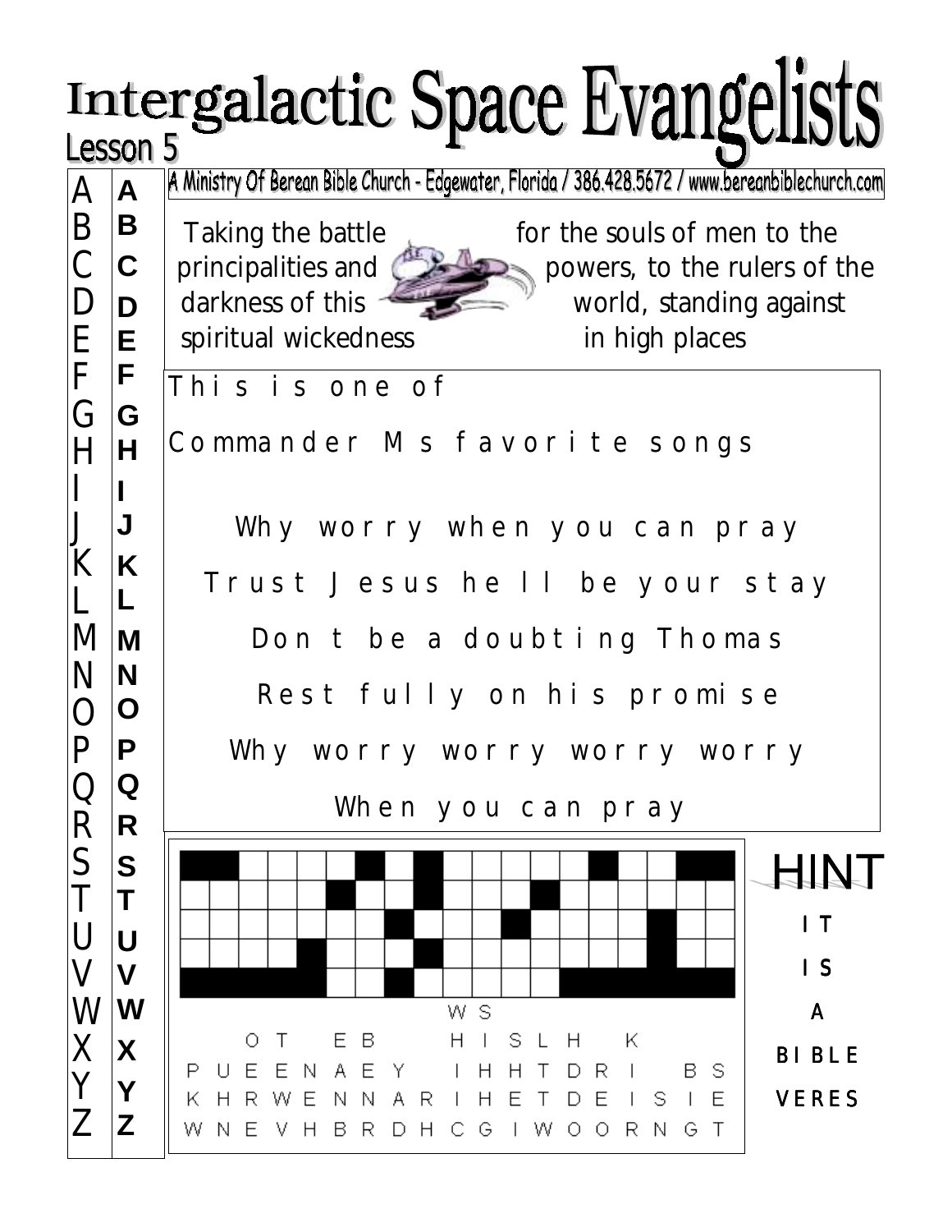# Intergalactic Space Evangelists

Lesson 5

A Ministry Of Berean Bible Church - Edgewater, Florida / 386.428.5672 / www.bereanbiblechurch.com

Taking the battle for the souls of men to the principalities and powers, to the rulers of the darkness of this world, standing against spiritual wickedness in high places

| A | A |
|---|---|
| B | B |
| C | C |
| D | D |
| E | E |
| F | F |
| G | G |
| H | H |
| I | I |
| J | J |
| K | K |
| L | L |
| M | M |
| N | N |
| O | O |
| P | P |
| Q | Q |
| R | R |
| S | S |
| T | T |
| U | U |
| V | V |
| W | W |
| X | X |
| Y | Y |
| Z | Z |

This is one of

Commander Ms favorite songs

Why worry when you can pray

Trust Jesus he ll be your stay

Don t be a doubting Thomas

Rest fully on his promise

Why worry worry worry worry

When you can pray

W S

O T E B H I S L H K

P U E E N A E Y I H H T D R I B S

K H R W E N N A R I H E T D E I S I E

W N E V H B R D H C G I W O O R N G T

HINT

IT IS A BIBLE VERES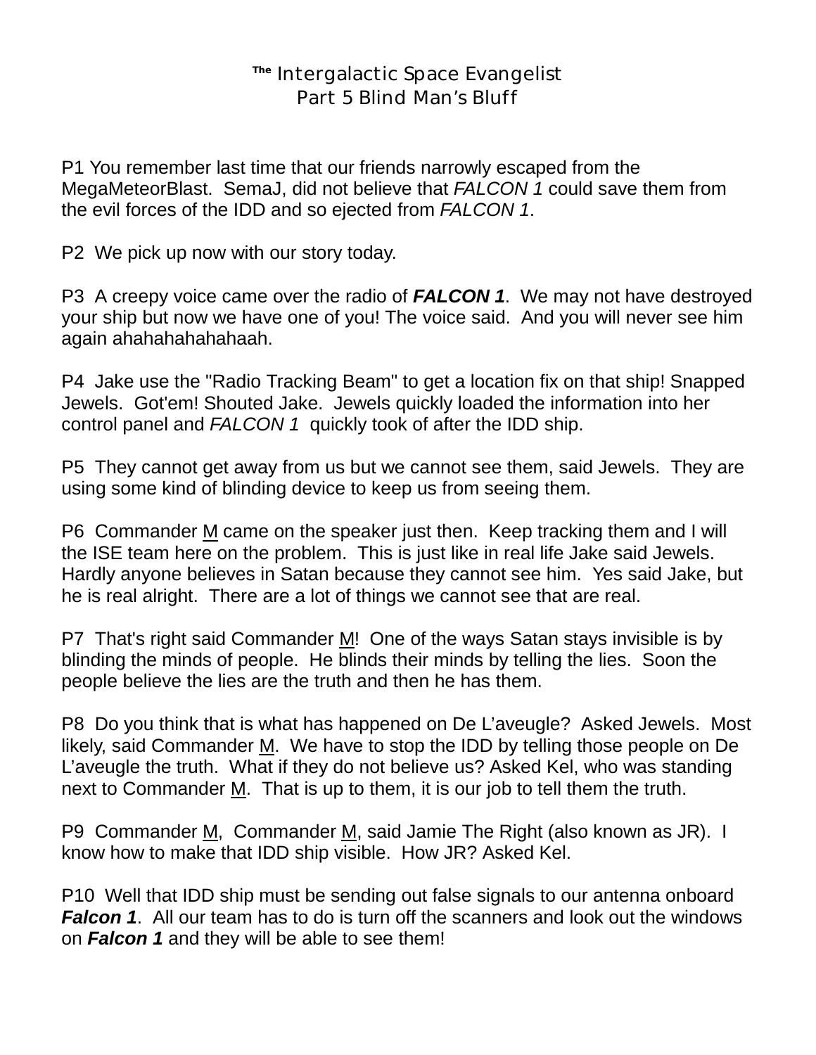# The Intergalactic Space Evangelist
## Part 5 Blind Man's Bluff

P1 You remember last time that our friends narrowly escaped from the MegaMeteorBlast. SemaJ, did not believe that *FALCON 1* could save them from the evil forces of the IDD and so ejected from *FALCON 1*.

P2 We pick up now with our story today.

P3 A creepy voice came over the radio of ***FALCON 1***. We may not have destroyed your ship but now we have one of you! The voice said. And you will never see him again ahahahahahahaah.

P4 Jake use the "Radio Tracking Beam" to get a location fix on that ship! Snapped Jewels. Got'em! Shouted Jake. Jewels quickly loaded the information into her control panel and *FALCON 1* quickly took of after the IDD ship.

P5 They cannot get away from us but we cannot see them, said Jewels. They are using some kind of blinding device to keep us from seeing them.

P6 Commander <u>M</u> came on the speaker just then. Keep tracking them and I will the ISE team here on the problem. This is just like in real life Jake said Jewels. Hardly anyone believes in Satan because they cannot see him. Yes said Jake, but he is real alright. There are a lot of things we cannot see that are real.

P7 That's right said Commander <u>M</u>! One of the ways Satan stays invisible is by blinding the minds of people. He blinds their minds by telling the lies. Soon the people believe the lies are the truth and then he has them.

P8 Do you think that is what has happened on De L'aveugle? Asked Jewels. Most likely, said Commander <u>M</u>. We have to stop the IDD by telling those people on De L'aveugle the truth. What if they do not believe us? Asked Kel, who was standing next to Commander <u>M</u>. That is up to them, it is our job to tell them the truth.

P9 Commander <u>M</u>, Commander <u>M</u>, said Jamie The Right (also known as JR). I know how to make that IDD ship visible. How JR? Asked Kel.

P10 Well that IDD ship must be sending out false signals to our antenna onboard ***Falcon 1***. All our team has to do is turn off the scanners and look out the windows on ***Falcon 1*** and they will be able to see them!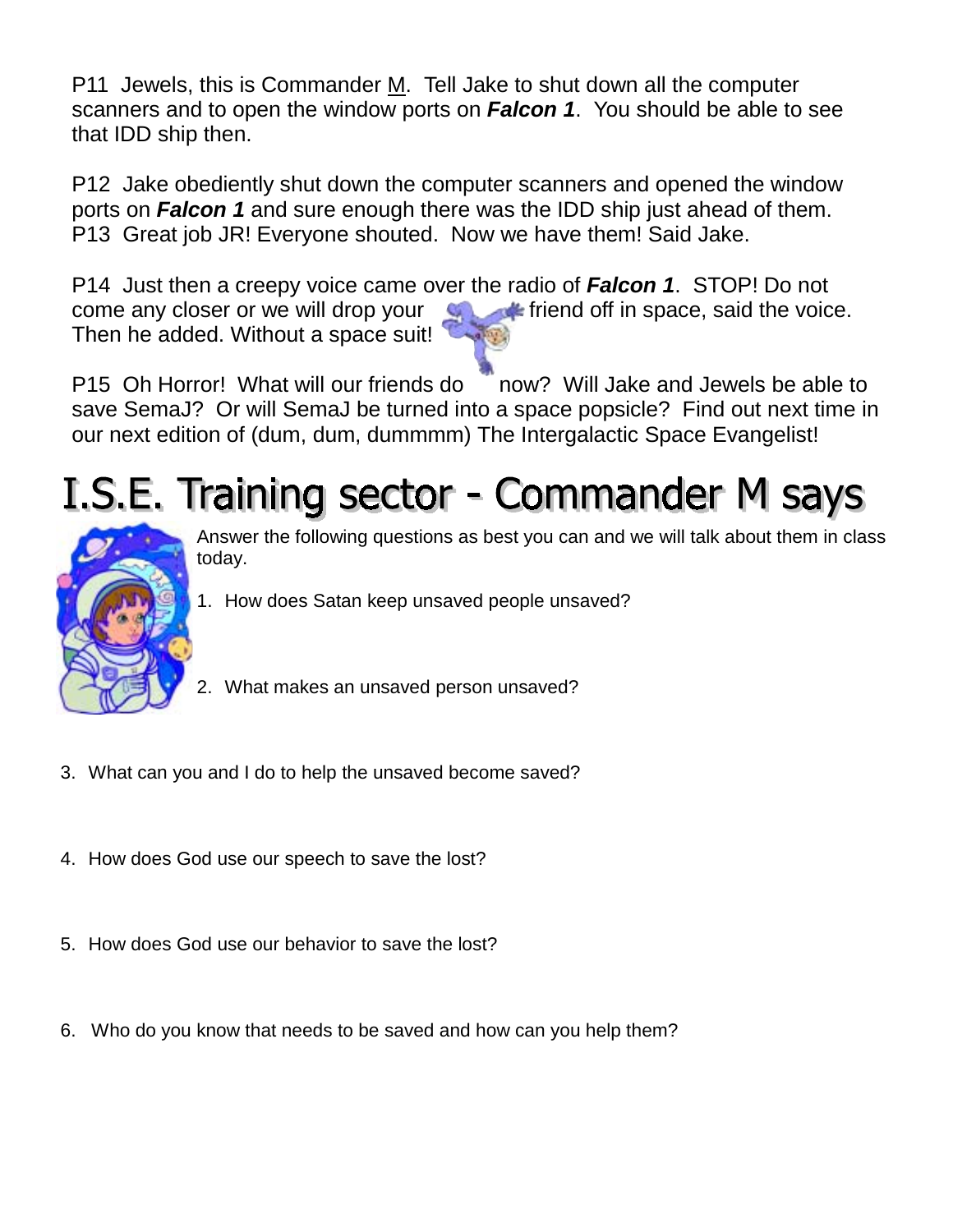P11 Jewels, this is Commander M. Tell Jake to shut down all the computer scanners and to open the window ports on ***Falcon 1***. You should be able to see that IDD ship then.

P12 Jake obediently shut down the computer scanners and opened the window ports on ***Falcon 1*** and sure enough there was the IDD ship just ahead of them.
P13 Great job JR! Everyone shouted. Now we have them! Said Jake.

P14 Just then a creepy voice came over the radio of ***Falcon 1***. STOP! Do not come any closer or we will drop your friend off in space, said the voice. Then he added. Without a space suit!

P15 Oh Horror! What will our friends do now? Will Jake and Jewels be able to save SemaJ? Or will SemaJ be turned into a space popsicle? Find out next time in our next edition of (dum, dum, dummmm) The Intergalactic Space Evangelist!

# I.S.E. Training sector - Commander M says

Answer the following questions as best you can and we will talk about them in class today.

1. How does Satan keep unsaved people unsaved?

2. What makes an unsaved person unsaved?

3. What can you and I do to help the unsaved become saved?

4. How does God use our speech to save the lost?

5. How does God use our behavior to save the lost?

6. Who do you know that needs to be saved and how can you help them?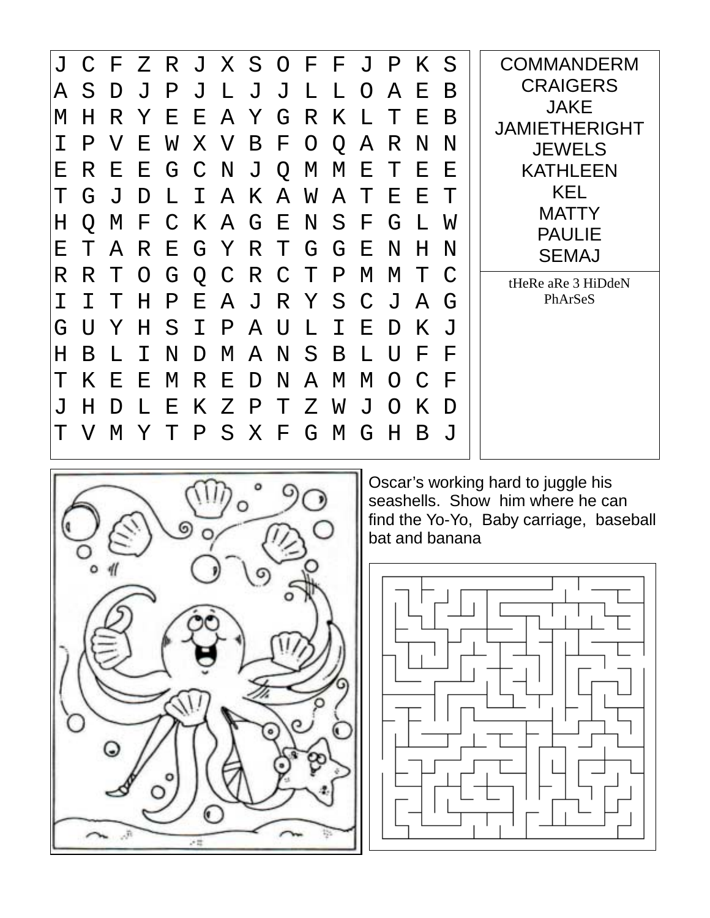| | | | | | | | | | | | | | | |
|---|---|---|---|---|---|---|---|---|---|---|---|---|---|---|
| J | C | F | Z | R | J | X | S | O | F | F | J | P | K | S |
| A | S | D | J | P | J | L | J | J | L | L | O | A | E | B |
| M | H | R | Y | E | E | A | Y | G | R | K | L | T | E | B |
| I | P | V | E | W | X | V | B | F | O | Q | A | R | N | N |
| E | R | E | E | G | C | N | J | Q | M | M | E | T | E | E |
| T | G | J | D | L | I | A | K | A | W | A | T | E | E | T |
| H | Q | M | F | C | K | A | G | E | N | S | F | G | L | W |
| E | T | A | R | E | G | Y | R | T | G | G | E | N | H | N |
| R | R | T | O | G | Q | C | R | C | T | P | M | M | T | C |
| I | I | T | H | P | E | A | J | R | Y | S | C | J | A | G |
| G | U | Y | H | S | I | P | A | U | L | I | E | D | K | J |
| H | B | L | I | N | D | M | A | N | S | B | L | U | F | F |
| T | K | E | E | M | R | E | D | N | A | M | M | O | C | F |
| J | H | D | L | E | K | Z | P | T | Z | W | J | O | K | D |
| T | V | M | Y | T | P | S | X | F | G | M | G | H | B | J |

COMMANDERM
CRAIGERS
JAKE
JAMIETHERIGHT
JEWELS
KATHLEEN
KEL
MATTY
PAULIE
SEMAJ

tHeRe aRe 3 HiDdeN PhArSeS

Oscar's working hard to juggle his seashells. Show him where he can find the Yo-Yo, Baby carriage, baseball bat and banana